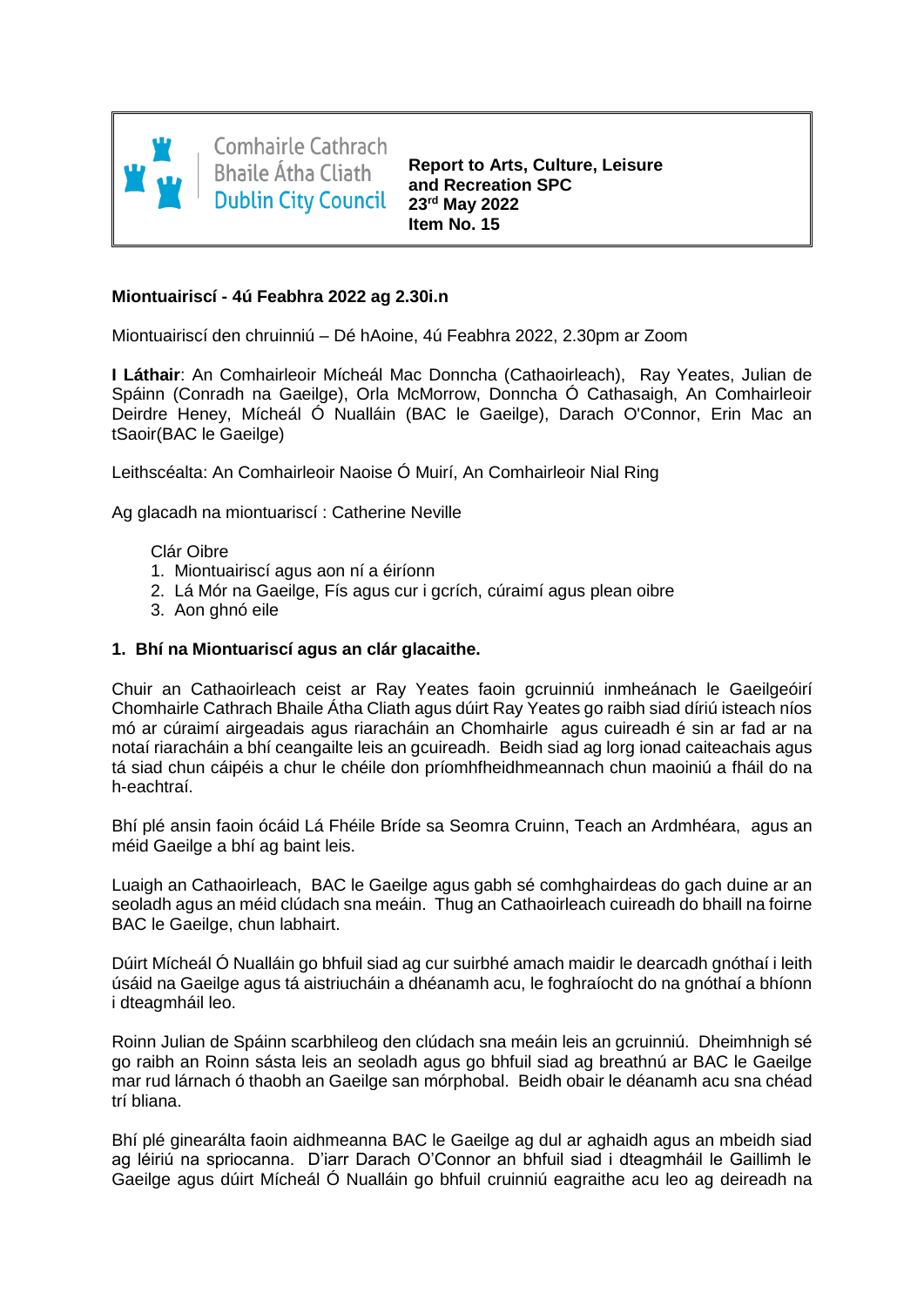Comhairle Cathrach Bhaile Átha Cliath
Dublin City Council

**Report to Arts, Culture, Leisure and Recreation SPC**
**23rd May 2022**
**Item No. 15**

**Miontuairiscí - 4ú Feabhra 2022 ag 2.30i.n**

Miontuairiscí den chruinniú – Dé hAoine, 4ú Feabhra 2022, 2.30pm ar Zoom

**I Láthair**: An Comhairleoir Mícheál Mac Donncha (Cathaoirleach), Ray Yeates, Julian de Spáinn (Conradh na Gaeilge), Orla McMorrow, Donncha Ó Cathasaigh, An Comhairleoir Deirdre Heney, Mícheál Ó Nualláin (BAC le Gaeilge), Darach O'Connor, Erin Mac an tSaoir(BAC le Gaeilge)

Leithscéalta: An Comhairleoir Naoise Ó Muirí, An Comhairleoir Nial Ring

Ag glacadh na miontuariscí : Catherine Neville

Clár Oibre

1. Miontuairiscí agus aon ní a éiríonn
2. Lá Mór na Gaeilge, Fís agus cur i gcrích, cúraimí agus plean oibre
3. Aon ghnó eile

**1. Bhí na Miontuariscí agus an clár glacaithe.**

Chuir an Cathaoirleach ceist ar Ray Yeates faoin gcruinniú inmheánach le Gaeilgeóirí Chomhairle Cathrach Bhaile Átha Cliath agus dúirt Ray Yeates go raibh siad díriú isteach níos mó ar cúraimí airgeadais agus riaracháin an Chomhairle agus cuireadh é sin ar fad ar na notaí riaracháin a bhí ceangailte leis an gcuireadh. Beidh siad ag lorg ionad caiteachais agus tá siad chun cáipéis a chur le chéile don príomhfheidhmeannach chun maoiniú a fháil do na h-eachtraí.

Bhí plé ansin faoin ócáid Lá Fhéile Bríde sa Seomra Cruinn, Teach an Ardmhéara, agus an méid Gaeilge a bhí ag baint leis.

Luaigh an Cathaoirleach, BAC le Gaeilge agus gabh sé comhghairdeas do gach duine ar an seoladh agus an méid clúdach sna meáin. Thug an Cathaoirleach cuireadh do bhaill na foirne BAC le Gaeilge, chun labhairt.

Dúirt Mícheál Ó Nualláin go bhfuil siad ag cur suirbhé amach maidir le dearcadh gnóthaí i leith úsáid na Gaeilge agus tá aistriucháin a dhéanamh acu, le foghraíocht do na gnóthaí a bhíonn i dteagmháil leo.

Roinn Julian de Spáinn scarbhileog den clúdach sna meáin leis an gcruinniú. Dheimhnigh sé go raibh an Roinn sásta leis an seoladh agus go bhfuil siad ag breathnú ar BAC le Gaeilge mar rud lárnach ó thaobh an Gaeilge san mórphobal. Beidh obair le déanamh acu sna chéad trí bliana.

Bhí plé ginearálta faoin aidhmeanna BAC le Gaeilge ag dul ar aghaidh agus an mbeidh siad ag léiriú na spriocanna. D'iarr Darach O'Connor an bhfuil siad i dteagmháil le Gaillimh le Gaeilge agus dúirt Mícheál Ó Nualláin go bhfuil cruinniú eagraithe acu leo ag deireadh na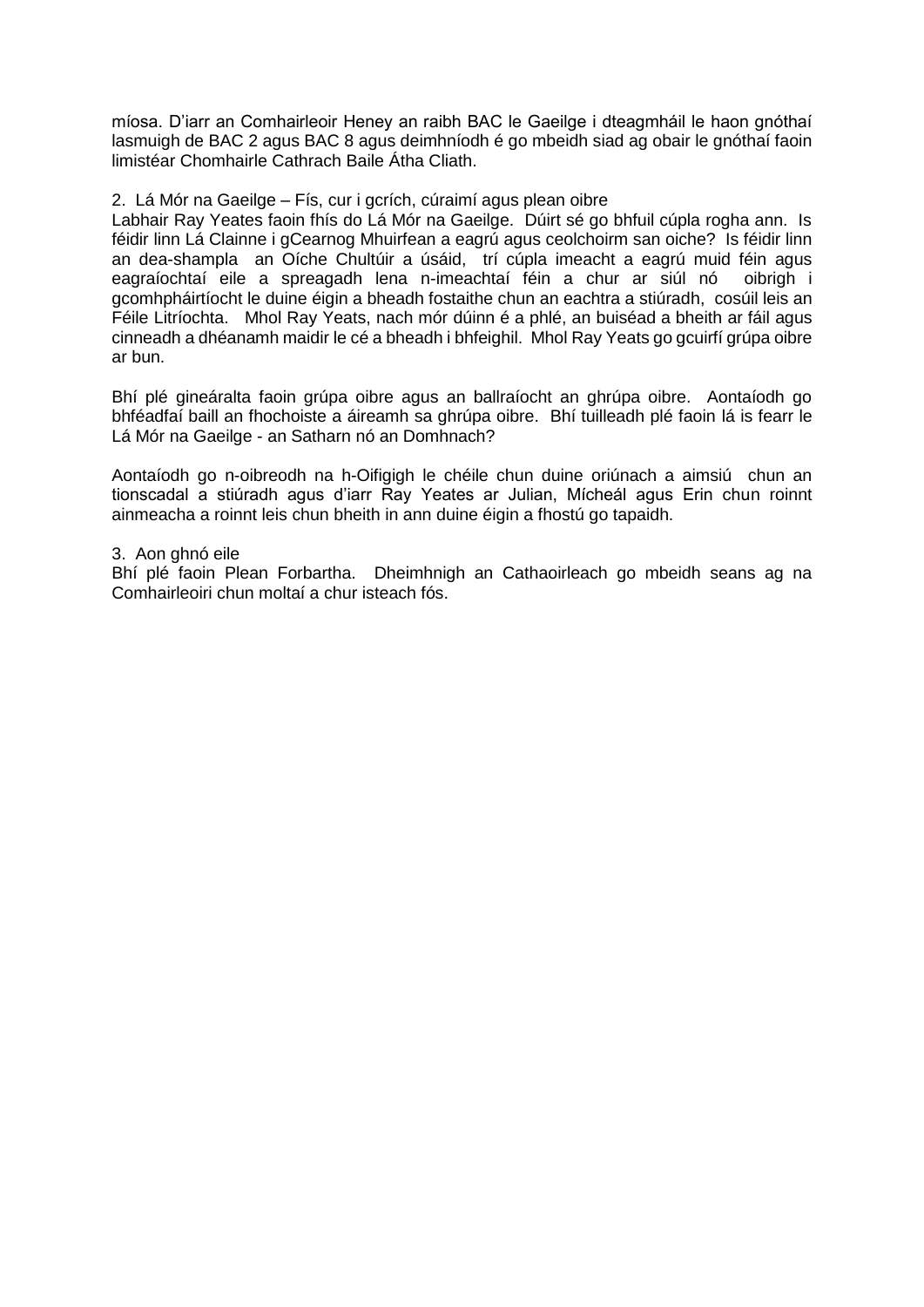míosa. D'iarr an Comhairleoir Heney an raibh BAC le Gaeilge i dteagmháil le haon gnóthaí lasmuigh de BAC 2 agus BAC 8 agus deimhníodh é go mbeidh siad ag obair le gnóthaí faoin limistéar Chomhairle Cathrach Baile Átha Cliath.

2. Lá Mór na Gaeilge – Fís, cur i gcrích, cúraimí agus plean oibre

Labhair Ray Yeates faoin fhís do Lá Mór na Gaeilge. Dúirt sé go bhfuil cúpla rogha ann. Is féidir linn Lá Clainne i gCearnog Mhuirfean a eagrú agus ceolchoirm san oiche? Is féidir linn an dea-shampla an Oíche Chultúir a úsáid, trí cúpla imeacht a eagrú muid féin agus eagraíochtaí eile a spreagadh lena n-imeachtaí féin a chur ar siúl nó oibrigh i gcomhpháirtíocht le duine éigin a bheadh fostaithe chun an eachtra a stiúradh, cosúil leis an Féile Litríochta. Mhol Ray Yeats, nach mór dúinn é a phlé, an buiséad a bheith ar fáil agus cinneadh a dhéanamh maidir le cé a bheadh i bhfeighil. Mhol Ray Yeats go gcuirfí grúpa oibre ar bun.

Bhí plé gineáralta faoin grúpa oibre agus an ballraíocht an ghrúpa oibre. Aontaíodh go bhféadfaí baill an fhochoiste a áireamh sa ghrúpa oibre. Bhí tuilleadh plé faoin lá is fearr le Lá Mór na Gaeilge - an Satharn nó an Domhnach?

Aontaíodh go n-oibreodh na h-Oifigigh le chéile chun duine oriúnach a aimsiú chun an tionscadal a stiúradh agus d'iarr Ray Yeates ar Julian, Mícheál agus Erin chun roinnt ainmeacha a roinnt leis chun bheith in ann duine éigin a fhostú go tapaidh.

3. Aon ghnó eile

Bhí plé faoin Plean Forbartha. Dheimhnigh an Cathaoirleach go mbeidh seans ag na Comhairleoiri chun moltaí a chur isteach fós.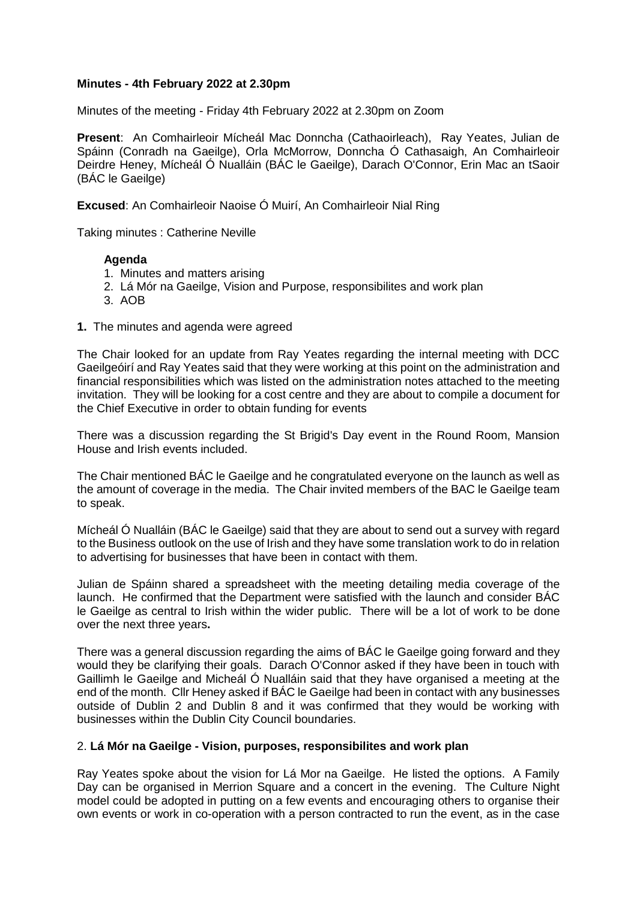**Minutes - 4th February 2022 at 2.30pm**

Minutes of the meeting - Friday 4th February 2022 at 2.30pm on Zoom

**Present**: An Comhairleoir Mícheál Mac Donncha (Cathaoirleach), Ray Yeates, Julian de Spáinn (Conradh na Gaeilge), Orla McMorrow, Donncha Ó Cathasaigh, An Comhairleoir Deirdre Heney, Mícheál Ó Nualláin (BÁC le Gaeilge), Darach O'Connor, Erin Mac an tSaoir (BÁC le Gaeilge)

**Excused**: An Comhairleoir Naoise Ó Muirí, An Comhairleoir Nial Ring

Taking minutes : Catherine Neville

**Agenda**

1. Minutes and matters arising
2. Lá Mór na Gaeilge, Vision and Purpose, responsibilites and work plan
3. AOB

**1.** The minutes and agenda were agreed

The Chair looked for an update from Ray Yeates regarding the internal meeting with DCC Gaeilgeóirí and Ray Yeates said that they were working at this point on the administration and financial responsibilities which was listed on the administration notes attached to the meeting invitation. They will be looking for a cost centre and they are about to compile a document for the Chief Executive in order to obtain funding for events

There was a discussion regarding the St Brigid's Day event in the Round Room, Mansion House and Irish events included.

The Chair mentioned BÁC le Gaeilge and he congratulated everyone on the launch as well as the amount of coverage in the media. The Chair invited members of the BAC le Gaeilge team to speak.

Mícheál Ó Nualláin (BÁC le Gaeilge) said that they are about to send out a survey with regard to the Business outlook on the use of Irish and they have some translation work to do in relation to advertising for businesses that have been in contact with them.

Julian de Spáinn shared a spreadsheet with the meeting detailing media coverage of the launch. He confirmed that the Department were satisfied with the launch and consider BÁC le Gaeilge as central to Irish within the wider public. There will be a lot of work to be done over the next three years**.**

There was a general discussion regarding the aims of BÁC le Gaeilge going forward and they would they be clarifying their goals. Darach O'Connor asked if they have been in touch with Gaillimh le Gaeilge and Micheál Ó Nualláin said that they have organised a meeting at the end of the month. Cllr Heney asked if BÁC le Gaeilge had been in contact with any businesses outside of Dublin 2 and Dublin 8 and it was confirmed that they would be working with businesses within the Dublin City Council boundaries.

2. **Lá Mór na Gaeilge - Vision, purposes, responsibilites and work plan**

Ray Yeates spoke about the vision for Lá Mor na Gaeilge. He listed the options. A Family Day can be organised in Merrion Square and a concert in the evening. The Culture Night model could be adopted in putting on a few events and encouraging others to organise their own events or work in co-operation with a person contracted to run the event, as in the case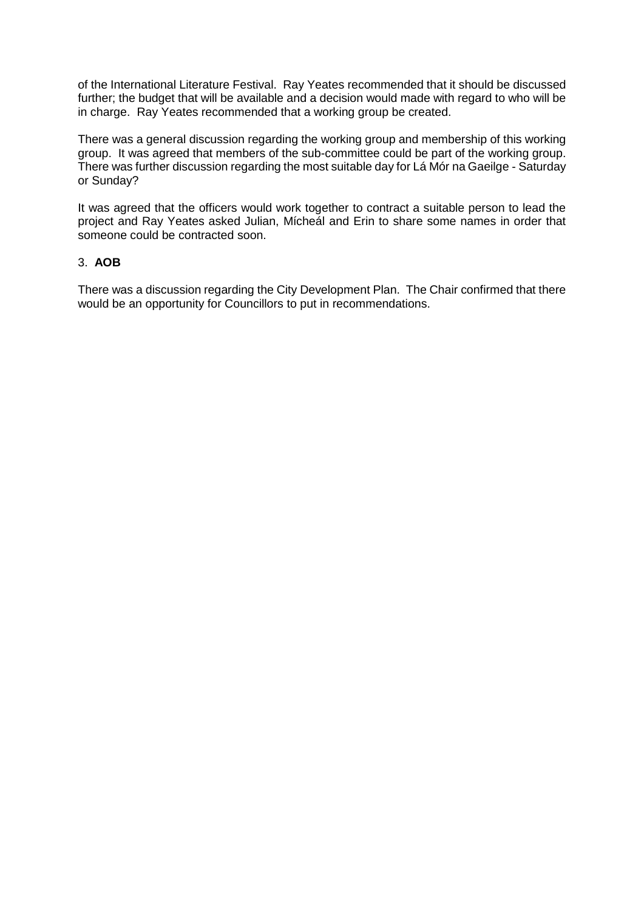of the International Literature Festival. Ray Yeates recommended that it should be discussed further; the budget that will be available and a decision would made with regard to who will be in charge. Ray Yeates recommended that a working group be created.

There was a general discussion regarding the working group and membership of this working group. It was agreed that members of the sub-committee could be part of the working group. There was further discussion regarding the most suitable day for Lá Mór na Gaeilge - Saturday or Sunday?

It was agreed that the officers would work together to contract a suitable person to lead the project and Ray Yeates asked Julian, Mícheál and Erin to share some names in order that someone could be contracted soon.

## 3. **AOB**

There was a discussion regarding the City Development Plan. The Chair confirmed that there would be an opportunity for Councillors to put in recommendations.